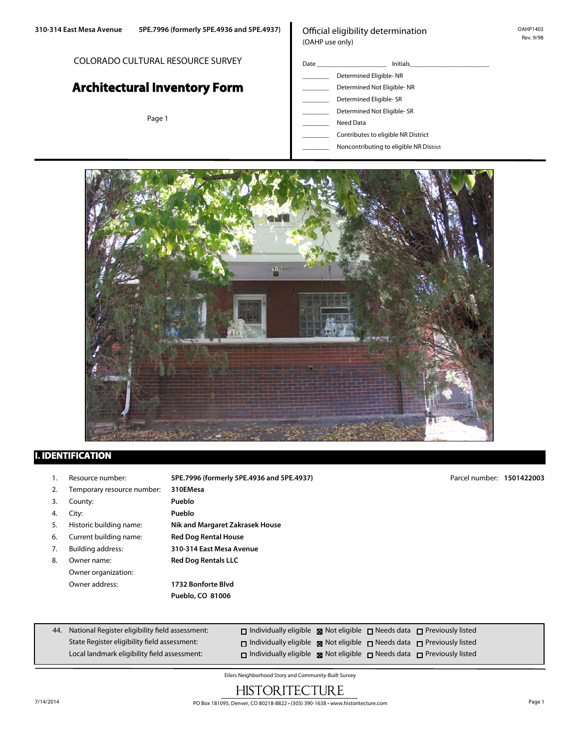310-314 East Mesa Avenue 5PE.7996 (formerly 5PE.4936 and 5PE.4937)

COLORADO CULTURAL RESOURCE SURVEY

# Architectural Inventory Form

Official eligibility determination
(OAHP use only)

OAHP1403
Rev. 9/98

Date ____________ Initials ____________

_____ Determined Eligible- NR
_____ Determined Not Eligible- NR
_____ Determined Eligible- SR
_____ Determined Not Eligible- SR
_____ Need Data
_____ Contributes to eligible NR District
_____ Noncontributing to eligible NR District

## I. IDENTIFICATION

1. Resource number: **5PE.7996 (formerly 5PE.4936 and 5PE.4937)** Parcel number: **1501422003**
2. Temporary resource number: **310EMesa**
3. County: **Pueblo**
4. City: **Pueblo**
5. Historic building name: **Nik and Margaret Zakrasek House**
6. Current building name: **Red Dog Rental House**
7. Building address: **310-314 East Mesa Avenue**
8. Owner name: **Red Dog Rentals LLC**
   Owner organization:
   Owner address: **1732 Bonforte Blvd**
   **Pueblo, CO 81006**

| 44. | Individually eligible | Not eligible | Needs data | Previously listed |
|---|---|---|---|---|
| National Register eligibility field assessment: | ☐ | ☒ | ☐ | ☐ |
| State Register eligibility field assessment: | ☐ | ☒ | ☐ | ☐ |
| Local landmark eligibility field assessment: | ☐ | ☒ | ☐ | ☐ |

Eilers Neighborhood Story and Community-Built Survey

HISTORITECTURE
PO Box 181095, Denver, CO 80218-8822 • (303) 390-1638 • www.historitecture.com

7/14/2014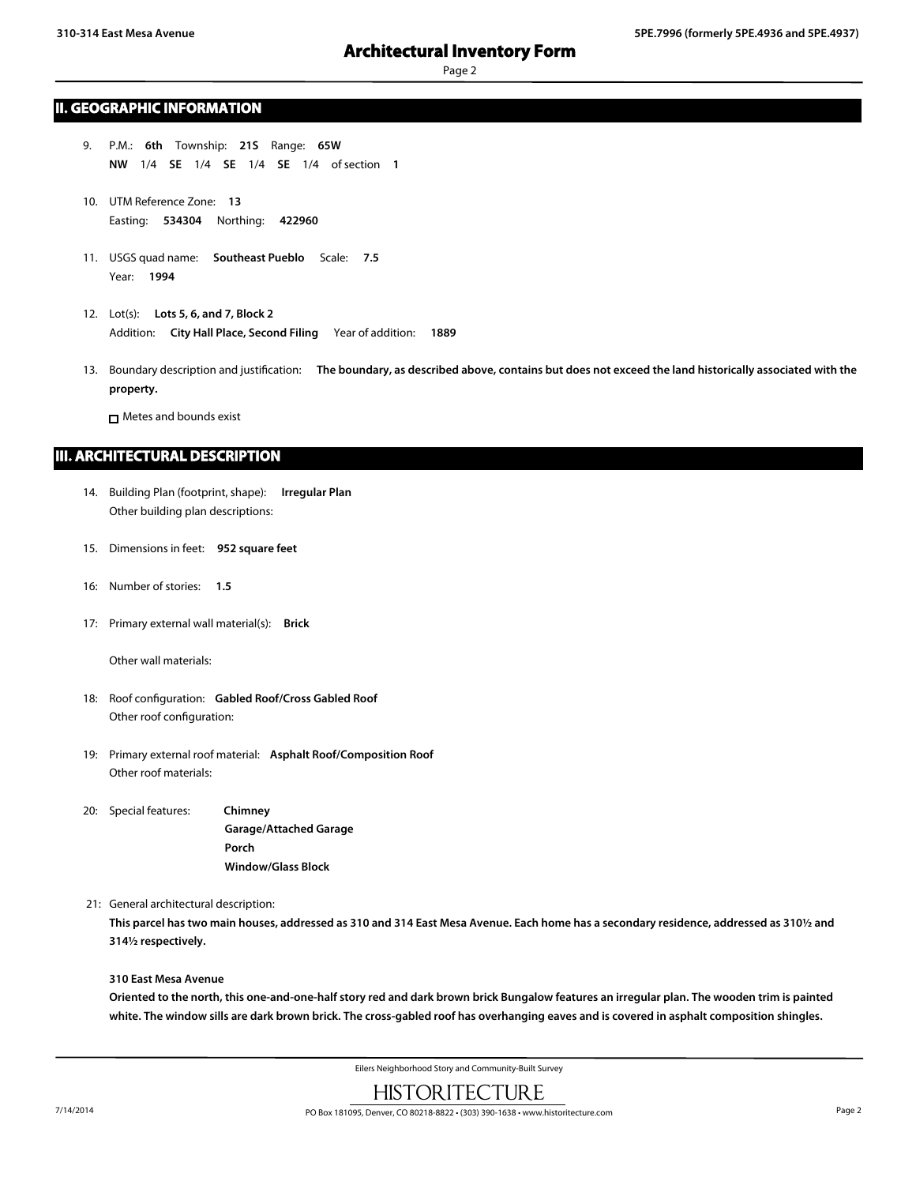## II. GEOGRAPHIC INFORMATION

9. P.M.: **6th** Township: **21S** Range: **65W**
   **NW** 1/4 **SE** 1/4 **SE** 1/4 **SE** 1/4 of section **1**

10. UTM Reference Zone: **13**
    Easting: **534304** Northing: **422960**

11. USGS quad name: **Southeast Pueblo** Scale: **7.5**
    Year: **1994**

12. Lot(s): **Lots 5, 6, and 7, Block 2**
    Addition: **City Hall Place, Second Filing** Year of addition: **1889**

13. Boundary description and justification: **The boundary, as described above, contains but does not exceed the land historically associated with the property.**

    ☐ Metes and bounds exist

## III. ARCHITECTURAL DESCRIPTION

14. Building Plan (footprint, shape): **Irregular Plan**
    Other building plan descriptions:

15. Dimensions in feet: **952 square feet**

16: Number of stories: **1.5**

17: Primary external wall material(s): **Brick**

Other wall materials:

18: Roof configuration: **Gabled Roof/Cross Gabled Roof**
Other roof configuration:

19: Primary external roof material: **Asphalt Roof/Composition Roof**
Other roof materials:

20: Special features: **Chimney**
**Garage/Attached Garage**
**Porch**
**Window/Glass Block**

21: General architectural description:
**This parcel has two main houses, addressed as 310 and 314 East Mesa Avenue. Each home has a secondary residence, addressed as 310½ and 314½ respectively.**

**310 East Mesa Avenue**
**Oriented to the north, this one-and-one-half story red and dark brown brick Bungalow features an irregular plan. The wooden trim is painted white. The window sills are dark brown brick. The cross-gabled roof has overhanging eaves and is covered in asphalt composition shingles.**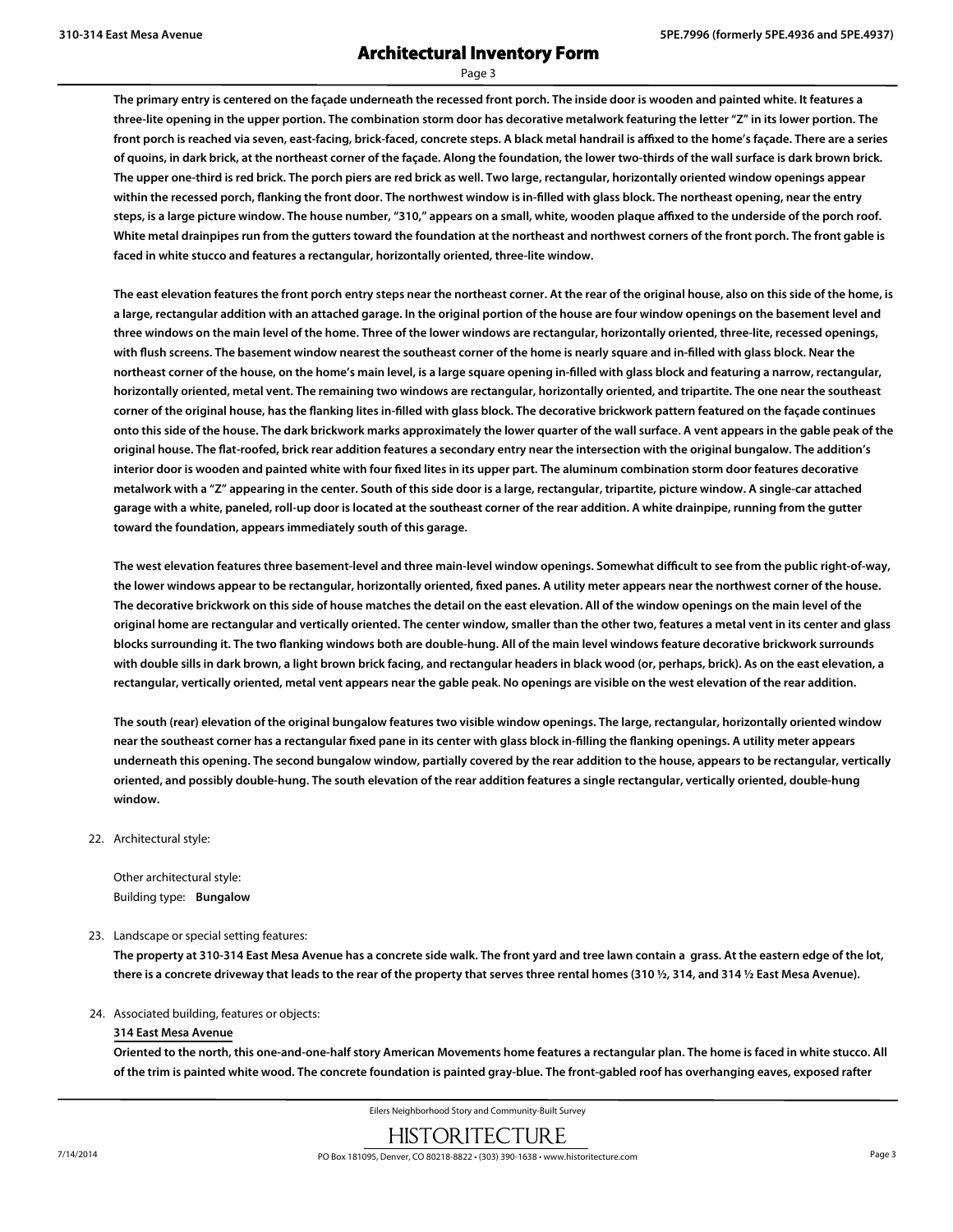The primary entry is centered on the façade underneath the recessed front porch. The inside door is wooden and painted white. It features a three-lite opening in the upper portion. The combination storm door has decorative metalwork featuring the letter "Z" in its lower portion. The front porch is reached via seven, east-facing, brick-faced, concrete steps. A black metal handrail is affixed to the home's façade. There are a series of quoins, in dark brick, at the northeast corner of the façade. Along the foundation, the lower two-thirds of the wall surface is dark brown brick. The upper one-third is red brick. The porch piers are red brick as well. Two large, rectangular, horizontally oriented window openings appear within the recessed porch, flanking the front door. The northwest window is in-filled with glass block. The northeast opening, near the entry steps, is a large picture window. The house number, "310," appears on a small, white, wooden plaque affixed to the underside of the porch roof. White metal drainpipes run from the gutters toward the foundation at the northeast and northwest corners of the front porch. The front gable is faced in white stucco and features a rectangular, horizontally oriented, three-lite window.

The east elevation features the front porch entry steps near the northeast corner. At the rear of the original house, also on this side of the home, is a large, rectangular addition with an attached garage. In the original portion of the house are four window openings on the basement level and three windows on the main level of the home. Three of the lower windows are rectangular, horizontally oriented, three-lite, recessed openings, with flush screens. The basement window nearest the southeast corner of the home is nearly square and in-filled with glass block. Near the northeast corner of the house, on the home's main level, is a large square opening in-filled with glass block and featuring a narrow, rectangular, horizontally oriented, metal vent. The remaining two windows are rectangular, horizontally oriented, and tripartite. The one near the southeast corner of the original house, has the flanking lites in-filled with glass block. The decorative brickwork pattern featured on the façade continues onto this side of the house. The dark brickwork marks approximately the lower quarter of the wall surface. A vent appears in the gable peak of the original house. The flat-roofed, brick rear addition features a secondary entry near the intersection with the original bungalow. The addition's interior door is wooden and painted white with four fixed lites in its upper part. The aluminum combination storm door features decorative metalwork with a "Z" appearing in the center. South of this side door is a large, rectangular, tripartite, picture window. A single-car attached garage with a white, paneled, roll-up door is located at the southeast corner of the rear addition. A white drainpipe, running from the gutter toward the foundation, appears immediately south of this garage.

The west elevation features three basement-level and three main-level window openings. Somewhat difficult to see from the public right-of-way, the lower windows appear to be rectangular, horizontally oriented, fixed panes. A utility meter appears near the northwest corner of the house. The decorative brickwork on this side of house matches the detail on the east elevation. All of the window openings on the main level of the original home are rectangular and vertically oriented. The center window, smaller than the other two, features a metal vent in its center and glass blocks surrounding it. The two flanking windows both are double-hung. All of the main level windows feature decorative brickwork surrounds with double sills in dark brown, a light brown brick facing, and rectangular headers in black wood (or, perhaps, brick). As on the east elevation, a rectangular, vertically oriented, metal vent appears near the gable peak. No openings are visible on the west elevation of the rear addition.

The south (rear) elevation of the original bungalow features two visible window openings. The large, rectangular, horizontally oriented window near the southeast corner has a rectangular fixed pane in its center with glass block in-filling the flanking openings. A utility meter appears underneath this opening. The second bungalow window, partially covered by the rear addition to the house, appears to be rectangular, vertically oriented, and possibly double-hung. The south elevation of the rear addition features a single rectangular, vertically oriented, double-hung window.

22. Architectural style:

 Other architectural style:
 Building type: **Bungalow**

23. Landscape or special setting features:

 **The property at 310-314 East Mesa Avenue has a concrete side walk. The front yard and tree lawn contain a grass. At the eastern edge of the lot, there is a concrete driveway that leads to the rear of the property that serves three rental homes (310 ½, 314, and 314 ½ East Mesa Avenue).**

24. Associated building, features or objects:

 **314 East Mesa Avenue**

 **Oriented to the north, this one-and-one-half story American Movements home features a rectangular plan. The home is faced in white stucco. All of the trim is painted white wood. The concrete foundation is painted gray-blue. The front-gabled roof has overhanging eaves, exposed rafter**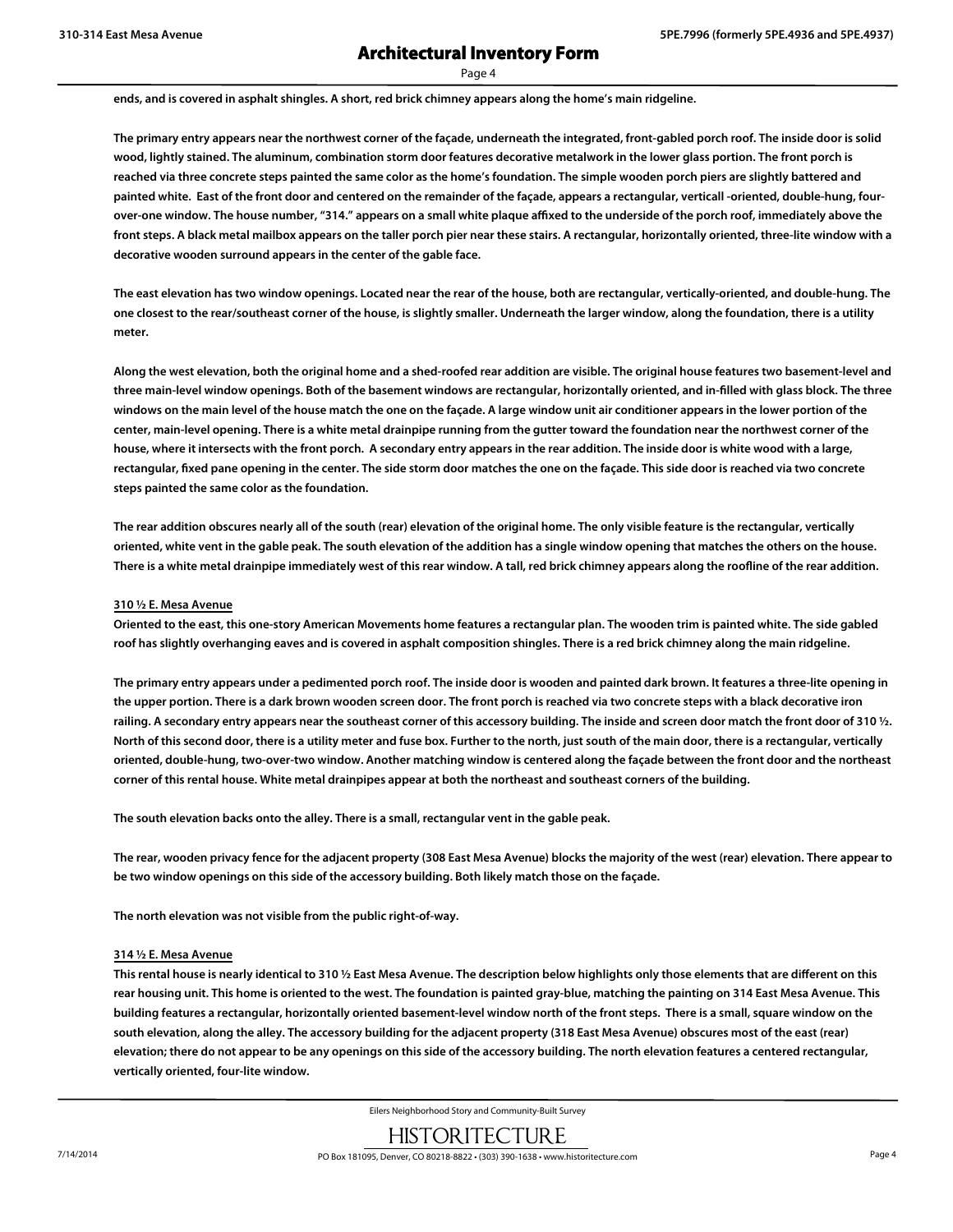ends, and is covered in asphalt shingles. A short, red brick chimney appears along the home's main ridgeline.

The primary entry appears near the northwest corner of the façade, underneath the integrated, front-gabled porch roof. The inside door is solid wood, lightly stained. The aluminum, combination storm door features decorative metalwork in the lower glass portion. The front porch is reached via three concrete steps painted the same color as the home's foundation. The simple wooden porch piers are slightly battered and painted white. East of the front door and centered on the remainder of the façade, appears a rectangular, verticall -oriented, double-hung, four-over-one window. The house number, "314." appears on a small white plaque affixed to the underside of the porch roof, immediately above the front steps. A black metal mailbox appears on the taller porch pier near these stairs. A rectangular, horizontally oriented, three-lite window with a decorative wooden surround appears in the center of the gable face.

The east elevation has two window openings. Located near the rear of the house, both are rectangular, vertically-oriented, and double-hung. The one closest to the rear/southeast corner of the house, is slightly smaller. Underneath the larger window, along the foundation, there is a utility meter.

Along the west elevation, both the original home and a shed-roofed rear addition are visible. The original house features two basement-level and three main-level window openings. Both of the basement windows are rectangular, horizontally oriented, and in-filled with glass block. The three windows on the main level of the house match the one on the façade. A large window unit air conditioner appears in the lower portion of the center, main-level opening. There is a white metal drainpipe running from the gutter toward the foundation near the northwest corner of the house, where it intersects with the front porch. A secondary entry appears in the rear addition. The inside door is white wood with a large, rectangular, fixed pane opening in the center. The side storm door matches the one on the façade. This side door is reached via two concrete steps painted the same color as the foundation.

The rear addition obscures nearly all of the south (rear) elevation of the original home. The only visible feature is the rectangular, vertically oriented, white vent in the gable peak. The south elevation of the addition has a single window opening that matches the others on the house. There is a white metal drainpipe immediately west of this rear window. A tall, red brick chimney appears along the roofline of the rear addition.

**310 ½ E. Mesa Avenue**

Oriented to the east, this one-story American Movements home features a rectangular plan. The wooden trim is painted white. The side gabled roof has slightly overhanging eaves and is covered in asphalt composition shingles. There is a red brick chimney along the main ridgeline.

The primary entry appears under a pedimented porch roof. The inside door is wooden and painted dark brown. It features a three-lite opening in the upper portion. There is a dark brown wooden screen door. The front porch is reached via two concrete steps with a black decorative iron railing. A secondary entry appears near the southeast corner of this accessory building. The inside and screen door match the front door of 310 ½. North of this second door, there is a utility meter and fuse box. Further to the north, just south of the main door, there is a rectangular, vertically oriented, double-hung, two-over-two window. Another matching window is centered along the façade between the front door and the northeast corner of this rental house. White metal drainpipes appear at both the northeast and southeast corners of the building.

The south elevation backs onto the alley. There is a small, rectangular vent in the gable peak.

The rear, wooden privacy fence for the adjacent property (308 East Mesa Avenue) blocks the majority of the west (rear) elevation. There appear to be two window openings on this side of the accessory building. Both likely match those on the façade.

The north elevation was not visible from the public right-of-way.

**314 ½ E. Mesa Avenue**

This rental house is nearly identical to 310 ½ East Mesa Avenue. The description below highlights only those elements that are different on this rear housing unit. This home is oriented to the west. The foundation is painted gray-blue, matching the painting on 314 East Mesa Avenue. This building features a rectangular, horizontally oriented basement-level window north of the front steps. There is a small, square window on the south elevation, along the alley. The accessory building for the adjacent property (318 East Mesa Avenue) obscures most of the east (rear) elevation; there do not appear to be any openings on this side of the accessory building. The north elevation features a centered rectangular, vertically oriented, four-lite window.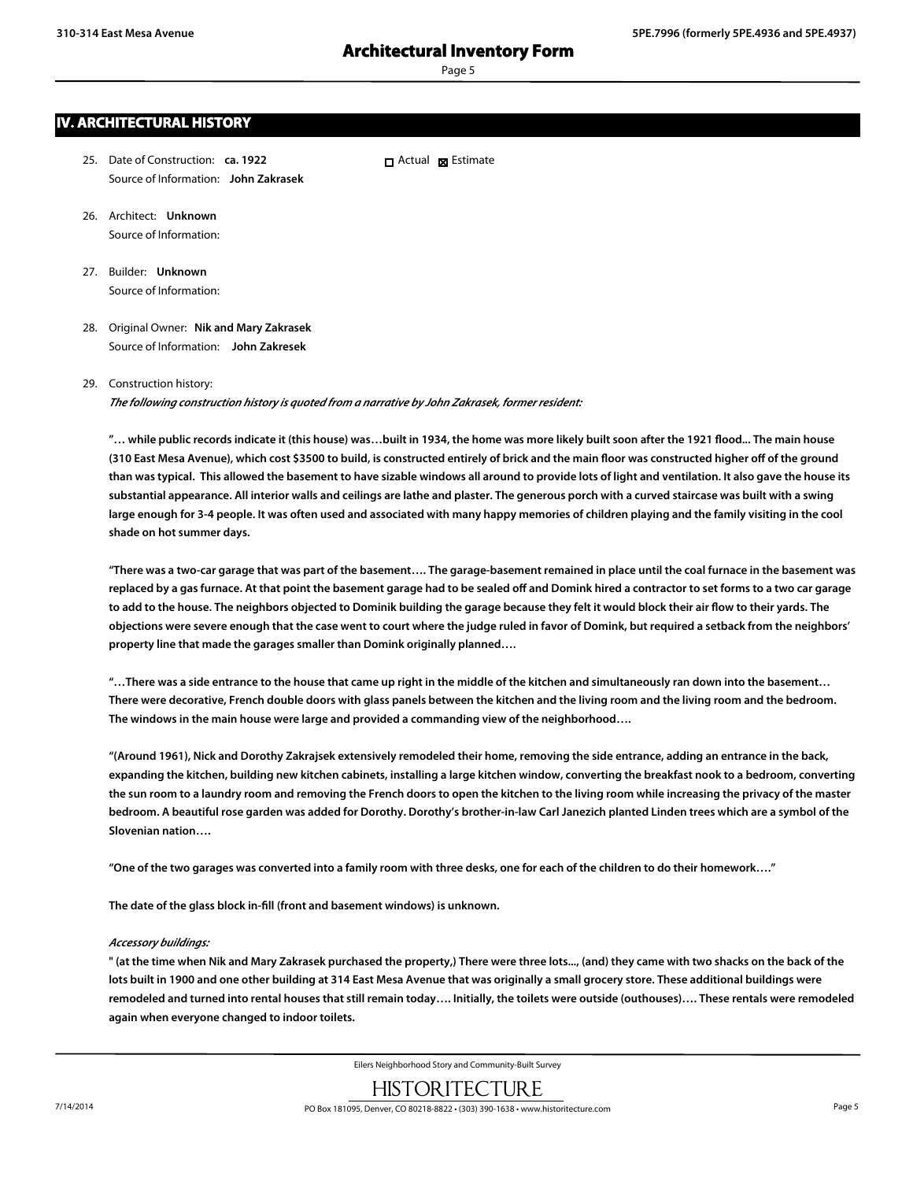## IV. ARCHITECTURAL HISTORY

25. Date of Construction: **ca. 1922** ☐ Actual ☒ Estimate
    Source of Information: **John Zakrasek**

26. Architect: **Unknown**
    Source of Information:

27. Builder: **Unknown**
    Source of Information:

28. Original Owner: **Nik and Mary Zakrasek**
    Source of Information: **John Zakresek**

29. Construction history:
    *The following construction history is quoted from a narrative by John Zakrasek, former resident:*

    **"… while public records indicate it (this house) was…built in 1934, the home was more likely built soon after the 1921 flood... The main house (310 East Mesa Avenue), which cost $3500 to build, is constructed entirely of brick and the main floor was constructed higher off of the ground than was typical. This allowed the basement to have sizable windows all around to provide lots of light and ventilation. It also gave the house its substantial appearance. All interior walls and ceilings are lathe and plaster. The generous porch with a curved staircase was built with a swing large enough for 3-4 people. It was often used and associated with many happy memories of children playing and the family visiting in the cool shade on hot summer days.**

    **"There was a two-car garage that was part of the basement…. The garage-basement remained in place until the coal furnace in the basement was replaced by a gas furnace. At that point the basement garage had to be sealed off and Domink hired a contractor to set forms to a two car garage to add to the house. The neighbors objected to Dominik building the garage because they felt it would block their air flow to their yards. The objections were severe enough that the case went to court where the judge ruled in favor of Domink, but required a setback from the neighbors' property line that made the garages smaller than Domink originally planned….**

    **"…There was a side entrance to the house that came up right in the middle of the kitchen and simultaneously ran down into the basement… There were decorative, French double doors with glass panels between the kitchen and the living room and the living room and the bedroom. The windows in the main house were large and provided a commanding view of the neighborhood….**

    **"(Around 1961), Nick and Dorothy Zakrajsek extensively remodeled their home, removing the side entrance, adding an entrance in the back, expanding the kitchen, building new kitchen cabinets, installing a large kitchen window, converting the breakfast nook to a bedroom, converting the sun room to a laundry room and removing the French doors to open the kitchen to the living room while increasing the privacy of the master bedroom. A beautiful rose garden was added for Dorothy. Dorothy's brother-in-law Carl Janezich planted Linden trees which are a symbol of the Slovenian nation….**

    **"One of the two garages was converted into a family room with three desks, one for each of the children to do their homework…."**

    **The date of the glass block in-fill (front and basement windows) is unknown.**

    *Accessory buildings:*

    **" (at the time when Nik and Mary Zakrasek purchased the property,) There were three lots..., (and) they came with two shacks on the back of the lots built in 1900 and one other building at 314 East Mesa Avenue that was originally a small grocery store. These additional buildings were remodeled and turned into rental houses that still remain today…. Initially, the toilets were outside (outhouses)…. These rentals were remodeled again when everyone changed to indoor toilets.**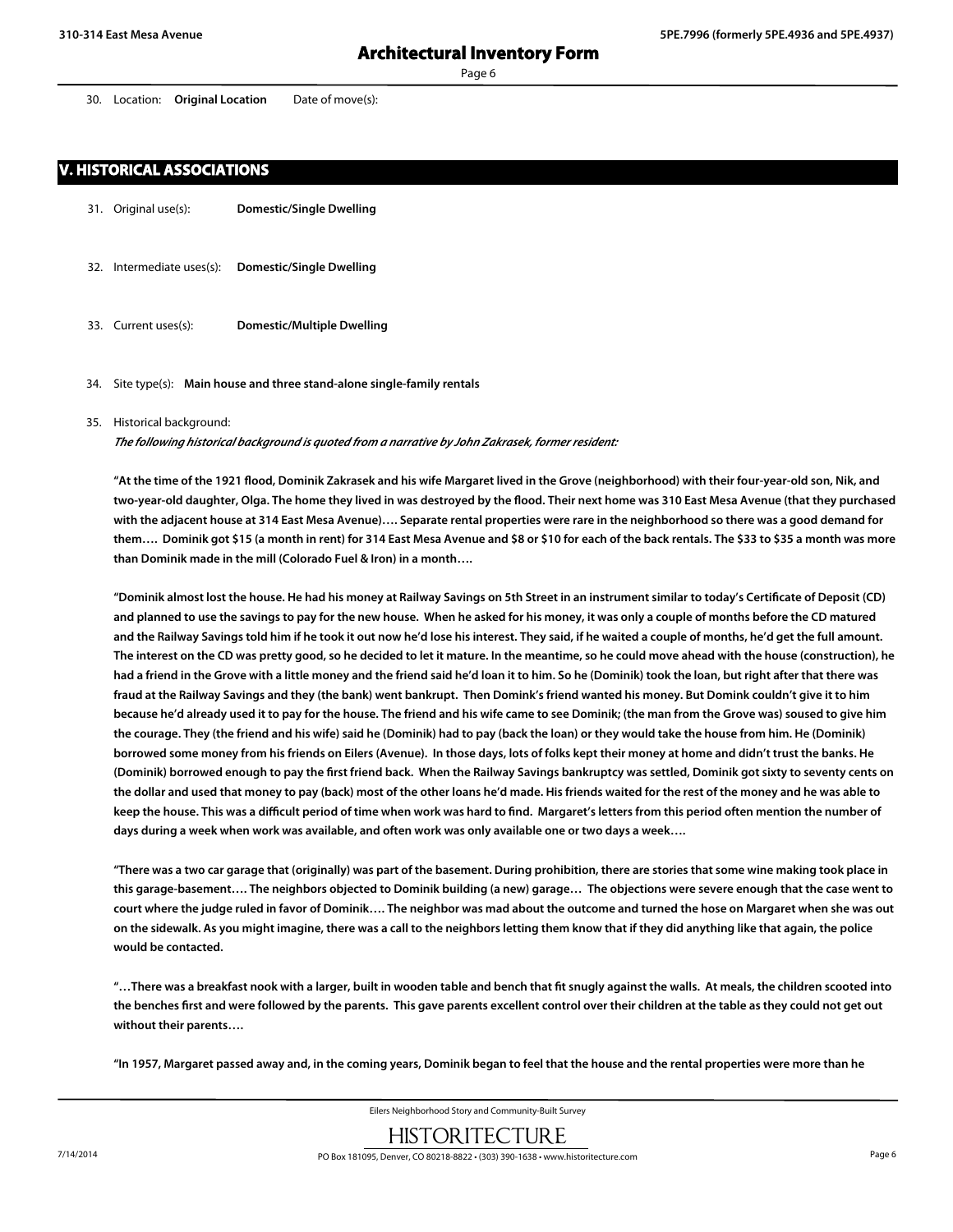30. Location: **Original Location** Date of move(s):

## V. HISTORICAL ASSOCIATIONS

31. Original use(s): **Domestic/Single Dwelling**

32. Intermediate uses(s): **Domestic/Single Dwelling**

33. Current uses(s): **Domestic/Multiple Dwelling**

34. Site type(s): **Main house and three stand-alone single-family rentals**

35. Historical background:

***The following historical background is quoted from a narrative by John Zakrasek, former resident:***

**"At the time of the 1921 flood, Dominik Zakrasek and his wife Margaret lived in the Grove (neighborhood) with their four-year-old son, Nik, and two-year-old daughter, Olga. The home they lived in was destroyed by the flood. Their next home was 310 East Mesa Avenue (that they purchased with the adjacent house at 314 East Mesa Avenue)…. Separate rental properties were rare in the neighborhood so there was a good demand for them…. Dominik got $15 (a month in rent) for 314 East Mesa Avenue and $8 or $10 for each of the back rentals. The $33 to $35 a month was more than Dominik made in the mill (Colorado Fuel & Iron) in a month….**

**"Dominik almost lost the house. He had his money at Railway Savings on 5th Street in an instrument similar to today's Certificate of Deposit (CD) and planned to use the savings to pay for the new house. When he asked for his money, it was only a couple of months before the CD matured and the Railway Savings told him if he took it out now he'd lose his interest. They said, if he waited a couple of months, he'd get the full amount. The interest on the CD was pretty good, so he decided to let it mature. In the meantime, so he could move ahead with the house (construction), he had a friend in the Grove with a little money and the friend said he'd loan it to him. So he (Dominik) took the loan, but right after that there was fraud at the Railway Savings and they (the bank) went bankrupt. Then Dominik's friend wanted his money. But Domink couldn't give it to him because he'd already used it to pay for the house. The friend and his wife came to see Dominik; (the man from the Grove was) soused to give him the courage. They (the friend and his wife) said he (Dominik) had to pay (back the loan) or they would take the house from him. He (Dominik) borrowed some money from his friends on Eilers (Avenue). In those days, lots of folks kept their money at home and didn't trust the banks. He (Dominik) borrowed enough to pay the first friend back. When the Railway Savings bankruptcy was settled, Dominik got sixty to seventy cents on the dollar and used that money to pay (back) most of the other loans he'd made. His friends waited for the rest of the money and he was able to keep the house. This was a difficult period of time when work was hard to find. Margaret's letters from this period often mention the number of days during a week when work was available, and often work was only available one or two days a week….**

**"There was a two car garage that (originally) was part of the basement. During prohibition, there are stories that some wine making took place in this garage-basement…. The neighbors objected to Dominik building (a new) garage… The objections were severe enough that the case went to court where the judge ruled in favor of Dominik…. The neighbor was mad about the outcome and turned the hose on Margaret when she was out on the sidewalk. As you might imagine, there was a call to the neighbors letting them know that if they did anything like that again, the police would be contacted.**

**"…There was a breakfast nook with a larger, built in wooden table and bench that fit snugly against the walls. At meals, the children scooted into the benches first and were followed by the parents. This gave parents excellent control over their children at the table as they could not get out without their parents….**

**"In 1957, Margaret passed away and, in the coming years, Dominik began to feel that the house and the rental properties were more than he**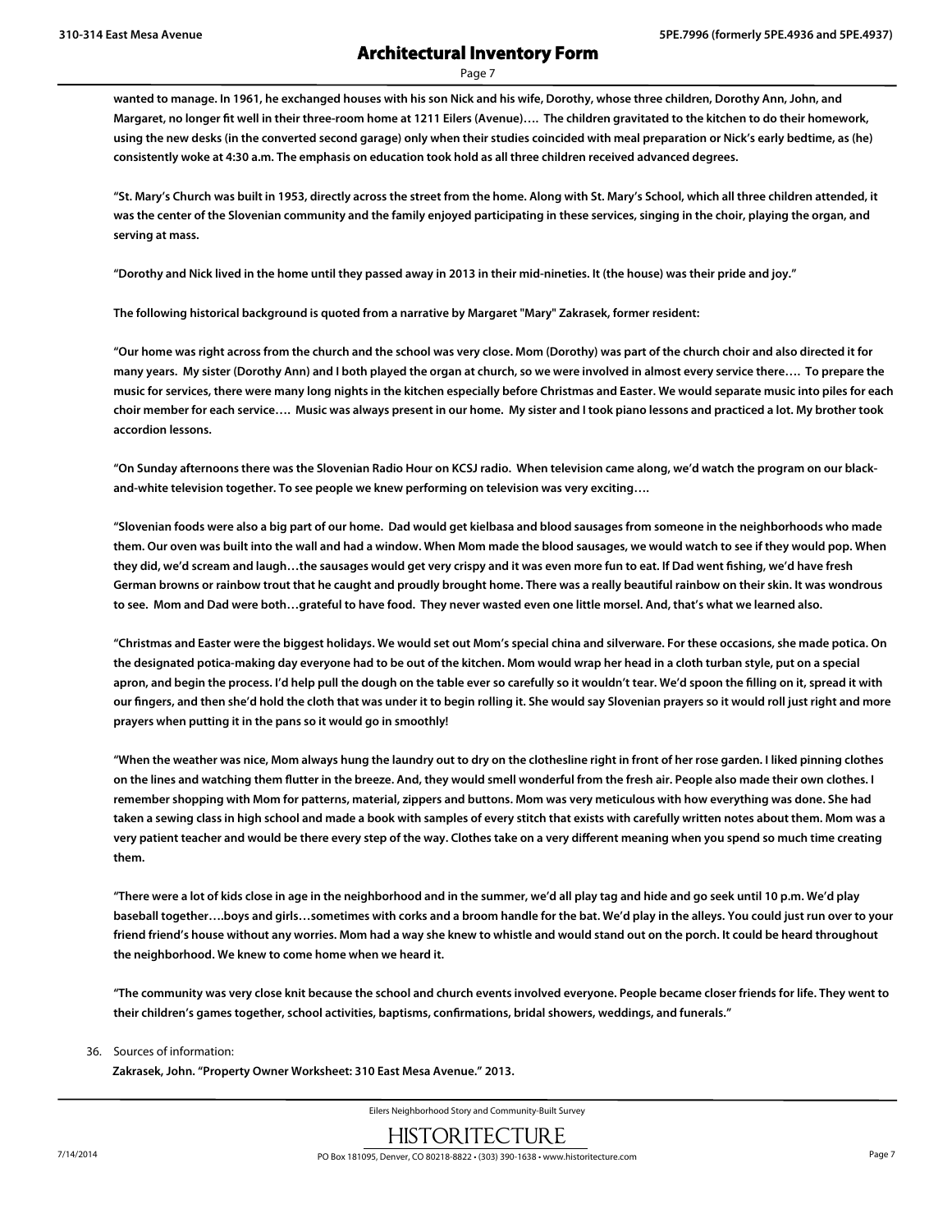**wanted to manage. In 1961, he exchanged houses with his son Nick and his wife, Dorothy, whose three children, Dorothy Ann, John, and Margaret, no longer fit well in their three-room home at 1211 Eilers (Avenue)…. The children gravitated to the kitchen to do their homework, using the new desks (in the converted second garage) only when their studies coincided with meal preparation or Nick's early bedtime, as (he) consistently woke at 4:30 a.m. The emphasis on education took hold as all three children received advanced degrees.**

**"St. Mary's Church was built in 1953, directly across the street from the home. Along with St. Mary's School, which all three children attended, it was the center of the Slovenian community and the family enjoyed participating in these services, singing in the choir, playing the organ, and serving at mass.**

**"Dorothy and Nick lived in the home until they passed away in 2013 in their mid-nineties. It (the house) was their pride and joy."**

**The following historical background is quoted from a narrative by Margaret "Mary" Zakrasek, former resident:**

**"Our home was right across from the church and the school was very close. Mom (Dorothy) was part of the church choir and also directed it for many years. My sister (Dorothy Ann) and I both played the organ at church, so we were involved in almost every service there…. To prepare the music for services, there were many long nights in the kitchen especially before Christmas and Easter. We would separate music into piles for each choir member for each service…. Music was always present in our home. My sister and I took piano lessons and practiced a lot. My brother took accordion lessons.**

**"On Sunday afternoons there was the Slovenian Radio Hour on KCSJ radio. When television came along, we'd watch the program on our black-and-white television together. To see people we knew performing on television was very exciting….**

**"Slovenian foods were also a big part of our home. Dad would get kielbasa and blood sausages from someone in the neighborhoods who made them. Our oven was built into the wall and had a window. When Mom made the blood sausages, we would watch to see if they would pop. When they did, we'd scream and laugh…the sausages would get very crispy and it was even more fun to eat. If Dad went fishing, we'd have fresh German browns or rainbow trout that he caught and proudly brought home. There was a really beautiful rainbow on their skin. It was wondrous to see. Mom and Dad were both…grateful to have food. They never wasted even one little morsel. And, that's what we learned also.**

**"Christmas and Easter were the biggest holidays. We would set out Mom's special china and silverware. For these occasions, she made potica. On the designated potica-making day everyone had to be out of the kitchen. Mom would wrap her head in a cloth turban style, put on a special apron, and begin the process. I'd help pull the dough on the table ever so carefully so it wouldn't tear. We'd spoon the filling on it, spread it with our fingers, and then she'd hold the cloth that was under it to begin rolling it. She would say Slovenian prayers so it would roll just right and more prayers when putting it in the pans so it would go in smoothly!**

**"When the weather was nice, Mom always hung the laundry out to dry on the clothesline right in front of her rose garden. I liked pinning clothes on the lines and watching them flutter in the breeze. And, they would smell wonderful from the fresh air. People also made their own clothes. I remember shopping with Mom for patterns, material, zippers and buttons. Mom was very meticulous with how everything was done. She had taken a sewing class in high school and made a book with samples of every stitch that exists with carefully written notes about them. Mom was a very patient teacher and would be there every step of the way. Clothes take on a very different meaning when you spend so much time creating them.**

**"There were a lot of kids close in age in the neighborhood and in the summer, we'd all play tag and hide and go seek until 10 p.m. We'd play baseball together….boys and girls…sometimes with corks and a broom handle for the bat. We'd play in the alleys. You could just run over to your friend friend's house without any worries. Mom had a way she knew to whistle and would stand out on the porch. It could be heard throughout the neighborhood. We knew to come home when we heard it.**

**"The community was very close knit because the school and church events involved everyone. People became closer friends for life. They went to their children's games together, school activities, baptisms, confirmations, bridal showers, weddings, and funerals."**

36. Sources of information:

**Zakrasek, John. "Property Owner Worksheet: 310 East Mesa Avenue." 2013.**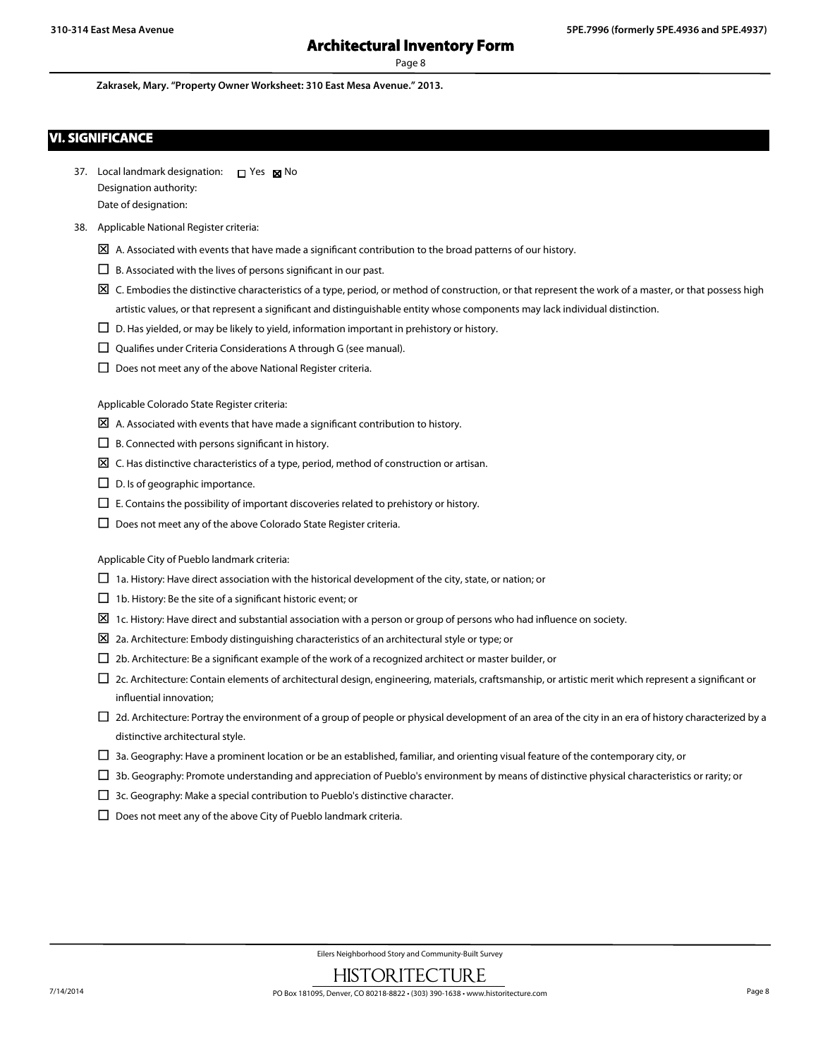**Zakrasek, Mary. "Property Owner Worksheet: 310 East Mesa Avenue." 2013.**

## VI. SIGNIFICANCE

37. Local landmark designation: ☐ Yes ☒ No
    Designation authority:
    Date of designation:

38. Applicable National Register criteria:

    ☒ A. Associated with events that have made a significant contribution to the broad patterns of our history.

    ☐ B. Associated with the lives of persons significant in our past.

    ☒ C. Embodies the distinctive characteristics of a type, period, or method of construction, or that represent the work of a master, or that possess high artistic values, or that represent a significant and distinguishable entity whose components may lack individual distinction.

    ☐ D. Has yielded, or may be likely to yield, information important in prehistory or history.

    ☐ Qualifies under Criteria Considerations A through G (see manual).

    ☐ Does not meet any of the above National Register criteria.

    Applicable Colorado State Register criteria:

    ☒ A. Associated with events that have made a significant contribution to history.

    ☐ B. Connected with persons significant in history.

    ☒ C. Has distinctive characteristics of a type, period, method of construction or artisan.

    ☐ D. Is of geographic importance.

    ☐ E. Contains the possibility of important discoveries related to prehistory or history.

    ☐ Does not meet any of the above Colorado State Register criteria.

    Applicable City of Pueblo landmark criteria:

    ☐ 1a. History: Have direct association with the historical development of the city, state, or nation; or

    ☐ 1b. History: Be the site of a significant historic event; or

    ☒ 1c. History: Have direct and substantial association with a person or group of persons who had influence on society.

    ☒ 2a. Architecture: Embody distinguishing characteristics of an architectural style or type; or

    ☐ 2b. Architecture: Be a significant example of the work of a recognized architect or master builder, or

    ☐ 2c. Architecture: Contain elements of architectural design, engineering, materials, craftsmanship, or artistic merit which represent a significant or influential innovation;

    ☐ 2d. Architecture: Portray the environment of a group of people or physical development of an area of the city in an era of history characterized by a distinctive architectural style.

    ☐ 3a. Geography: Have a prominent location or be an established, familiar, and orienting visual feature of the contemporary city, or

    ☐ 3b. Geography: Promote understanding and appreciation of Pueblo's environment by means of distinctive physical characteristics or rarity; or

    ☐ 3c. Geography: Make a special contribution to Pueblo's distinctive character.

    ☐ Does not meet any of the above City of Pueblo landmark criteria.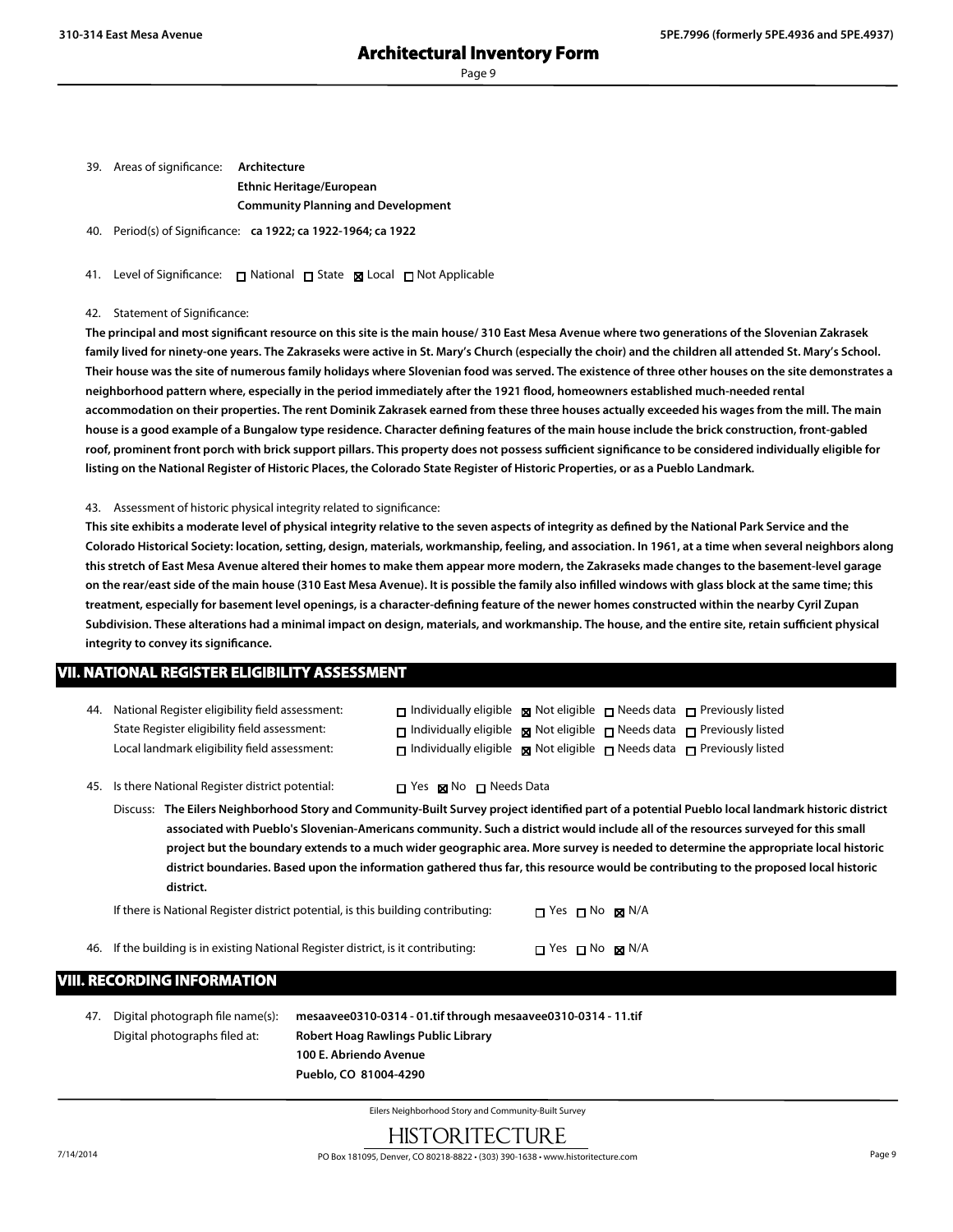39. Areas of significance: **Architecture**
**Ethnic Heritage/European**
**Community Planning and Development**

40. Period(s) of Significance: **ca 1922; ca 1922-1964; ca 1922**

41. Level of Significance: ☐ National ☐ State ☒ Local ☐ Not Applicable

42. Statement of Significance:

**The principal and most significant resource on this site is the main house/ 310 East Mesa Avenue where two generations of the Slovenian Zakrasek family lived for ninety-one years. The Zakraseks were active in St. Mary's Church (especially the choir) and the children all attended St. Mary's School. Their house was the site of numerous family holidays where Slovenian food was served. The existence of three other houses on the site demonstrates a neighborhood pattern where, especially in the period immediately after the 1921 flood, homeowners established much-needed rental accommodation on their properties. The rent Dominik Zakrasek earned from these three houses actually exceeded his wages from the mill. The main house is a good example of a Bungalow type residence. Character defining features of the main house include the brick construction, front-gabled roof, prominent front porch with brick support pillars. This property does not possess sufficient significance to be considered individually eligible for listing on the National Register of Historic Places, the Colorado State Register of Historic Properties, or as a Pueblo Landmark.**

43. Assessment of historic physical integrity related to significance:

**This site exhibits a moderate level of physical integrity relative to the seven aspects of integrity as defined by the National Park Service and the Colorado Historical Society: location, setting, design, materials, workmanship, feeling, and association. In 1961, at a time when several neighbors along this stretch of East Mesa Avenue altered their homes to make them appear more modern, the Zakraseks made changes to the basement-level garage on the rear/east side of the main house (310 East Mesa Avenue). It is possible the family also infilled windows with glass block at the same time; this treatment, especially for basement level openings, is a character-defining feature of the newer homes constructed within the nearby Cyril Zupan Subdivision. These alterations had a minimal impact on design, materials, and workmanship. The house, and the entire site, retain sufficient physical integrity to convey its significance.**

## VII. NATIONAL REGISTER ELIGIBILITY ASSESSMENT

44. National Register eligibility field assessment: ☐ Individually eligible ☒ Not eligible ☐ Needs data ☐ Previously listed
State Register eligibility field assessment: ☐ Individually eligible ☒ Not eligible ☐ Needs data ☐ Previously listed
Local landmark eligibility field assessment: ☐ Individually eligible ☒ Not eligible ☐ Needs data ☐ Previously listed

45. Is there National Register district potential: ☐ Yes ☒ No ☐ Needs Data

Discuss: **The Eilers Neighborhood Story and Community-Built Survey project identified part of a potential Pueblo local landmark historic district associated with Pueblo's Slovenian-Americans community. Such a district would include all of the resources surveyed for this small project but the boundary extends to a much wider geographic area. More survey is needed to determine the appropriate local historic district boundaries. Based upon the information gathered thus far, this resource would be contributing to the proposed local historic district.**

If there is National Register district potential, is this building contributing: ☐ Yes ☐ No ☒ N/A

46. If the building is in existing National Register district, is it contributing: ☐ Yes ☐ No ☒ N/A

## VIII. RECORDING INFORMATION

47. Digital photograph file name(s): **mesaavee0310-0314 - 01.tif through mesaavee0310-0314 - 11.tif**
Digital photographs filed at: **Robert Hoag Rawlings Public Library**
**100 E. Abriendo Avenue**
**Pueblo, CO 81004-4290**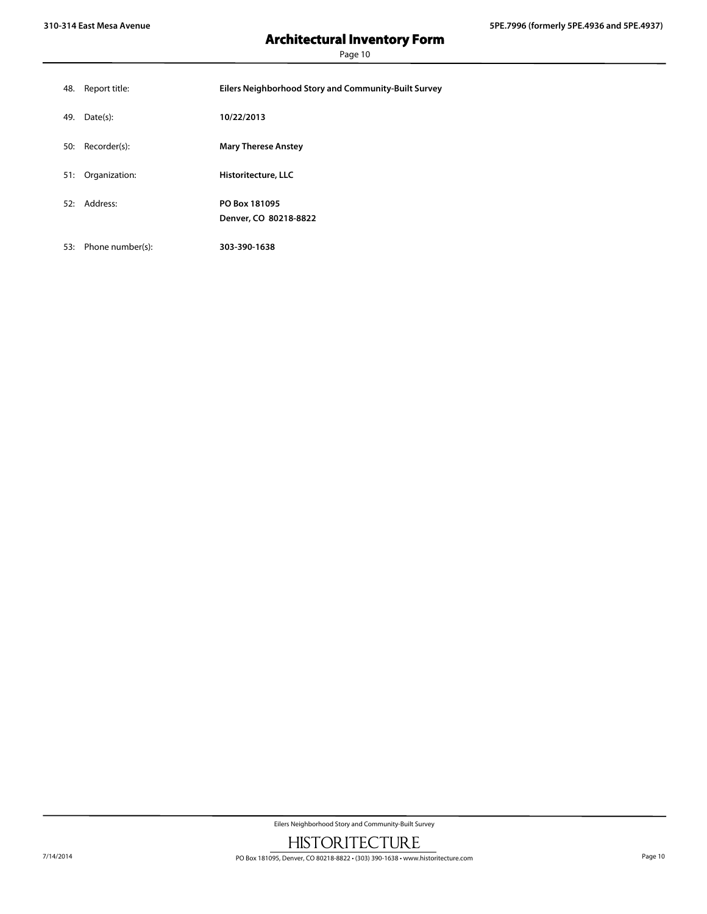| | | |
|---|---|---|
| 48. | Report title: | **Eilers Neighborhood Story and Community-Built Survey** |
| 49. | Date(s): | **10/22/2013** |
| 50: | Recorder(s): | **Mary Therese Anstey** |
| 51: | Organization: | **Historitecture, LLC** |
| 52: | Address: | **PO Box 181095**<br>**Denver, CO 80218-8822** |
| 53: | Phone number(s): | **303-390-1638** |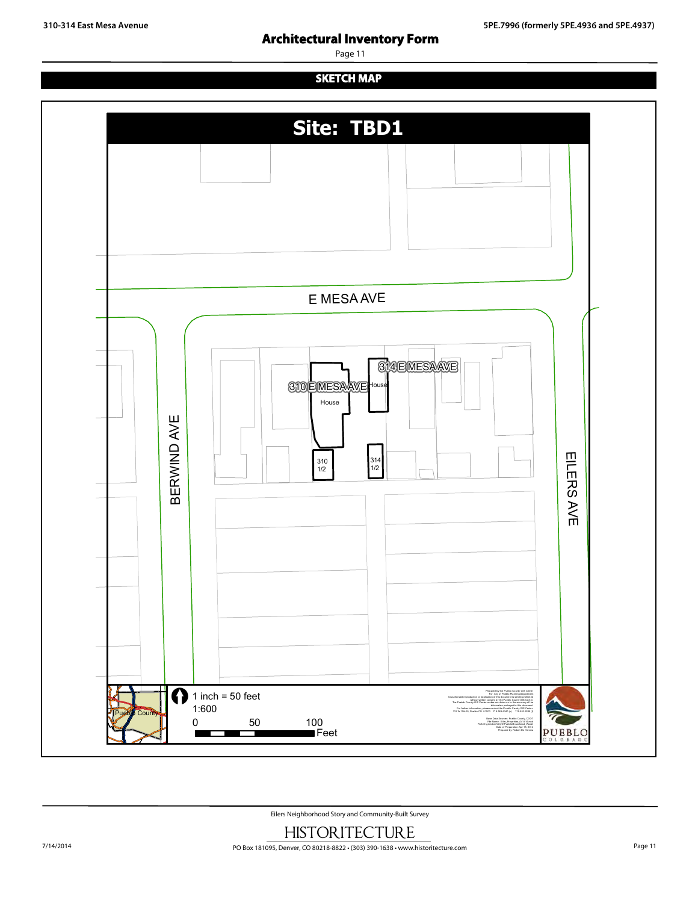## SKETCH MAP

**Site: TBD1**

E MESA AVE

BERWIND AVE

EILERS AVE

310 E MESA AVE
House

314 E MESA AVE
House

310 1/2

314 1/2

1 inch = 50 feet
1:600

0 50 100 Feet

Pueblo County

PUEBLO COLORADO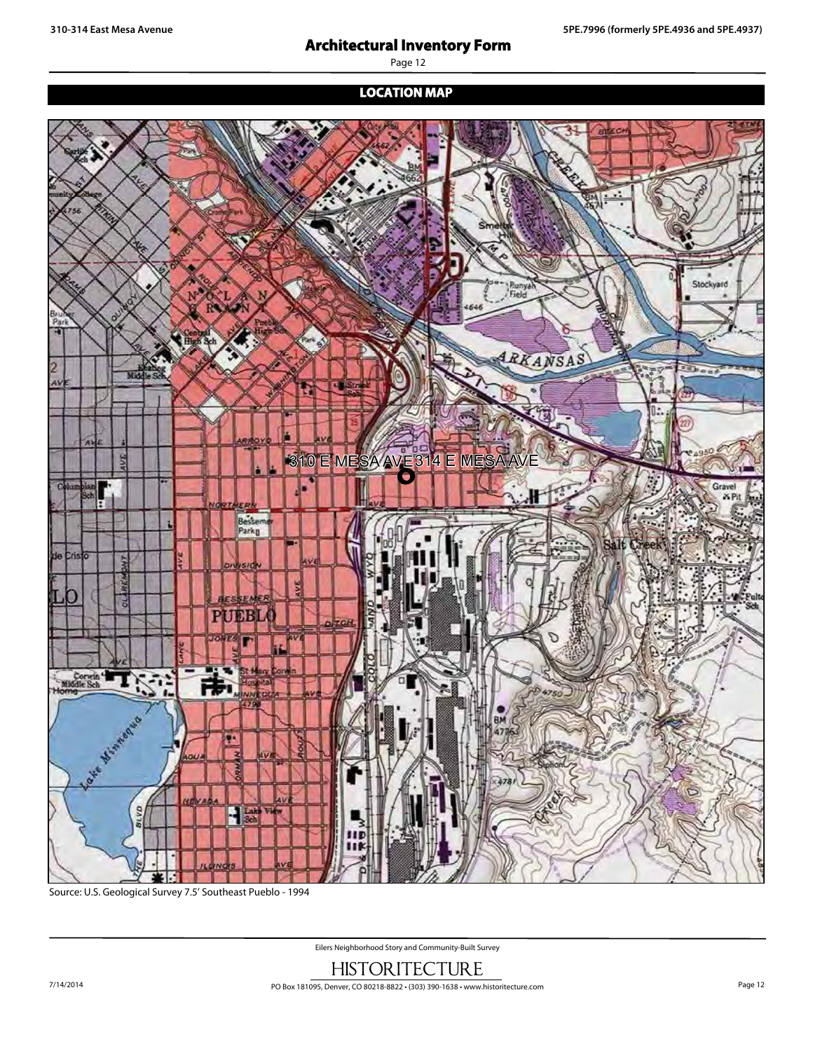## LOCATION MAP

310 E MESA AVE 314 E MESA AVE

Source: U.S. Geological Survey 7.5' Southeast Pueblo - 1994